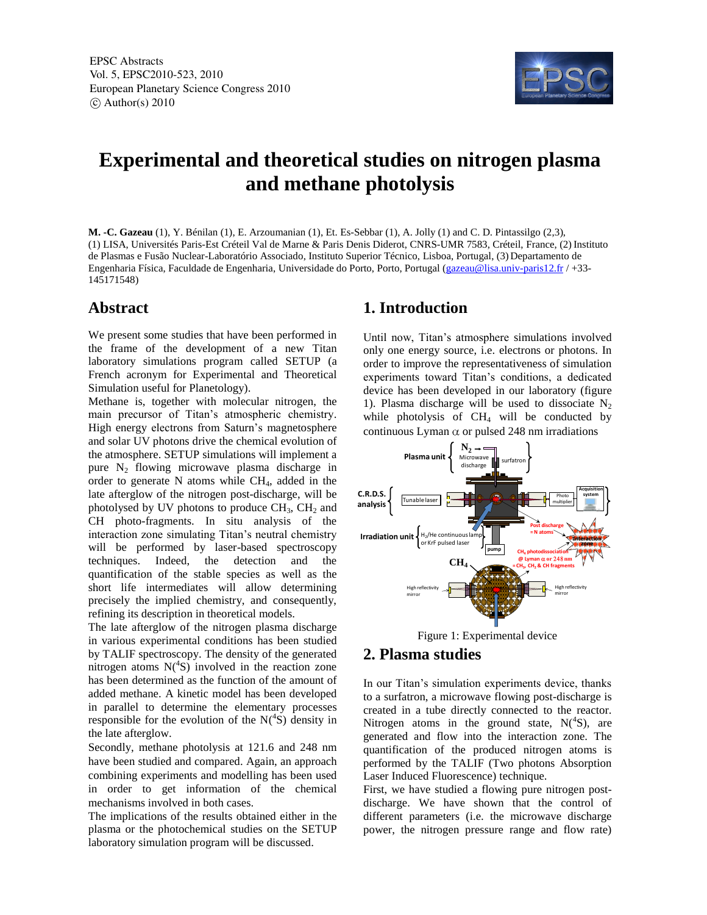EPSC Abstracts
Vol. 5, EPSC2010-523, 2010
European Planetary Science Congress 2010
© Author(s) 2010

# Experimental and theoretical studies on nitrogen plasma and methane photolysis

**M. -C. Gazeau** (1), Y. Bénilan (1), E. Arzoumanian (1), Et. Es-Sebbar (1), A. Jolly (1) and C. D. Pintassilgo (2,3),
(1) LISA, Universités Paris-Est Créteil Val de Marne & Paris Denis Diderot, CNRS-UMR 7583, Créteil, France, (2) Instituto de Plasmas e Fusão Nuclear-Laboratório Associado, Instituto Superior Técnico, Lisboa, Portugal, (3) Departamento de Engenharia Física, Faculdade de Engenharia, Universidade do Porto, Porto, Portugal (gazeau@lisa.univ-paris12.fr / +33-145171548)

## Abstract

We present some studies that have been performed in the frame of the development of a new Titan laboratory simulations program called SETUP (a French acronym for Experimental and Theoretical Simulation useful for Planetology).

Methane is, together with molecular nitrogen, the main precursor of Titan's atmospheric chemistry. High energy electrons from Saturn's magnetosphere and solar UV photons drive the chemical evolution of the atmosphere. SETUP simulations will implement a pure $N_2$ flowing microwave plasma discharge in order to generate N atoms while $CH_4$, added in the late afterglow of the nitrogen post-discharge, will be photolysed by UV photons to produce $CH_3$, $CH_2$ and CH photo-fragments. In situ analysis of the interaction zone simulating Titan's neutral chemistry will be performed by laser-based spectroscopy techniques. Indeed, the detection and the quantification of the stable species as well as the short life intermediates will allow determining precisely the implied chemistry, and consequently, refining its description in theoretical models.

The late afterglow of the nitrogen plasma discharge in various experimental conditions has been studied by TALIF spectroscopy. The density of the generated nitrogen atoms $N(^4S)$ involved in the reaction zone has been determined as the function of the amount of added methane. A kinetic model has been developed in parallel to determine the elementary processes responsible for the evolution of the $N(^4S)$ density in the late afterglow.

Secondly, methane photolysis at 121.6 and 248 nm have been studied and compared. Again, an approach combining experiments and modelling has been used in order to get information of the chemical mechanisms involved in both cases.

The implications of the results obtained either in the plasma or the photochemical studies on the SETUP laboratory simulation program will be discussed.

## 1. Introduction

Until now, Titan's atmosphere simulations involved only one energy source, i.e. electrons or photons. In order to improve the representativeness of simulation experiments toward Titan's conditions, a dedicated device has been developed in our laboratory (figure 1). Plasma discharge will be used to dissociate $N_2$ while photolysis of $CH_4$ will be conducted by continuous Lyman $\alpha$ or pulsed 248 nm irradiations

Figure 1: Experimental device

## 2. Plasma studies

In our Titan's simulation experiments device, thanks to a surfatron, a microwave flowing post-discharge is created in a tube directly connected to the reactor. Nitrogen atoms in the ground state, $N(^4S)$, are generated and flow into the interaction zone. The quantification of the produced nitrogen atoms is performed by the TALIF (Two photons Absorption Laser Induced Fluorescence) technique.

First, we have studied a flowing pure nitrogen post-discharge. We have shown that the control of different parameters (i.e. the microwave discharge power, the nitrogen pressure range and flow rate)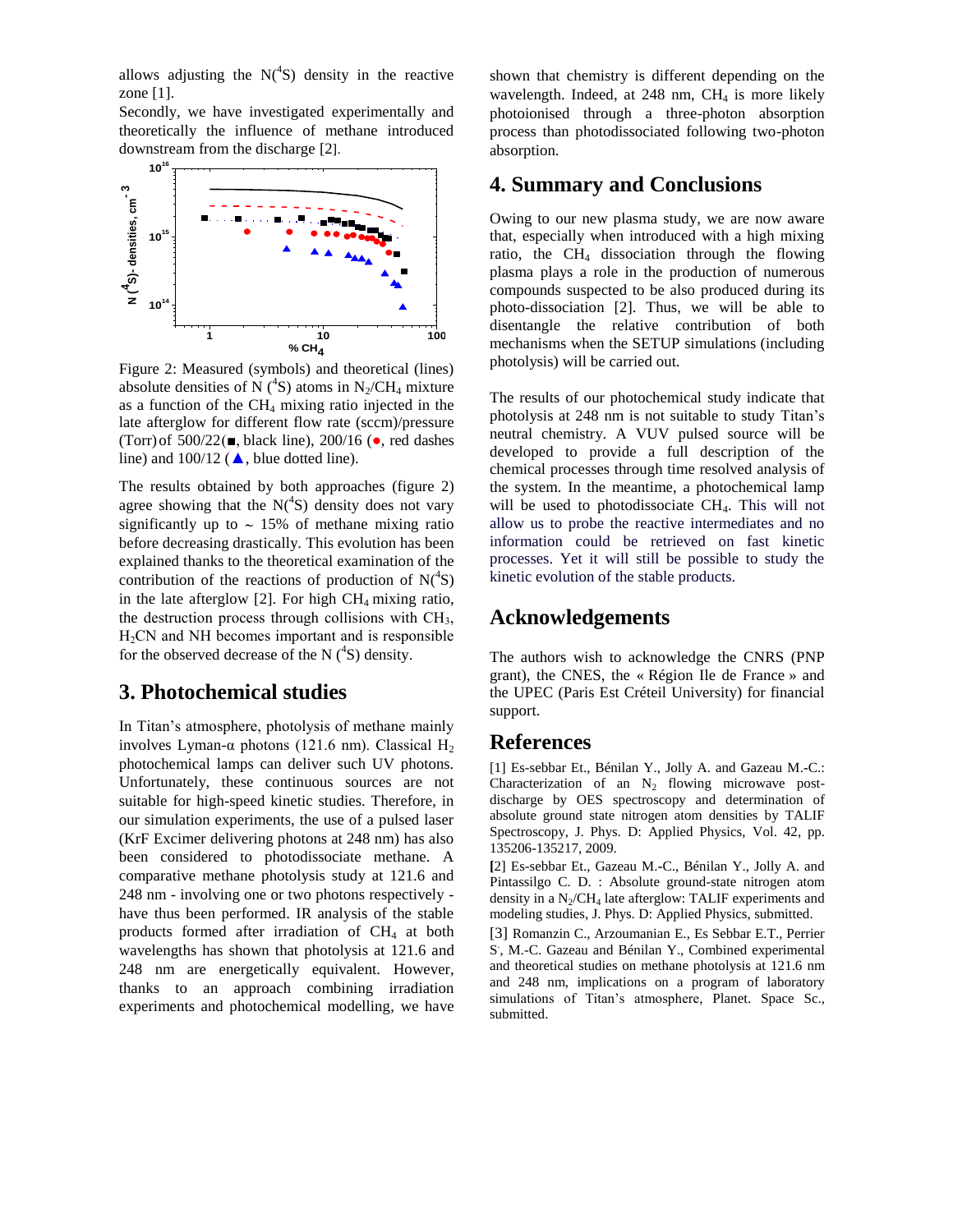allows adjusting the $N(^4S)$ density in the reactive zone [1].

Secondly, we have investigated experimentally and theoretically the influence of methane introduced downstream from the discharge [2].

$10^{16}$

$10^{15}$

$10^{14}$

N ($^4$S)- densities, cm$^{-3}$

1

10

100

% $CH_4$

Figure 2: Measured (symbols) and theoretical (lines) absolute densities of N ($^4$S) atoms in $N_2/CH_4$ mixture as a function of the $CH_4$ mixing ratio injected in the late afterglow for different flow rate (sccm)/pressure (Torr) of 500/22(■, black line), 200/16 (●, red dashes line) and 100/12 (▲, blue dotted line).

The results obtained by both approaches (figure 2) agree showing that the $N(^4S)$ density does not vary significantly up to ~ 15% of methane mixing ratio before decreasing drastically. This evolution has been explained thanks to the theoretical examination of the contribution of the reactions of production of $N(^4S)$ in the late afterglow [2]. For high $CH_4$ mixing ratio, the destruction process through collisions with $CH_3$, $H_2CN$ and NH becomes important and is responsible for the observed decrease of the N ($^4$S) density.

## 3. Photochemical studies

In Titan's atmosphere, photolysis of methane mainly involves Lyman-α photons (121.6 nm). Classical $H_2$ photochemical lamps can deliver such UV photons. Unfortunately, these continuous sources are not suitable for high-speed kinetic studies. Therefore, in our simulation experiments, the use of a pulsed laser (KrF Excimer delivering photons at 248 nm) has also been considered to photodissociate methane. A comparative methane photolysis study at 121.6 and 248 nm - involving one or two photons respectively - have thus been performed. IR analysis of the stable products formed after irradiation of $CH_4$ at both wavelengths has shown that photolysis at 121.6 and 248 nm are energetically equivalent. However, thanks to an approach combining irradiation experiments and photochemical modelling, we have shown that chemistry is different depending on the wavelength. Indeed, at 248 nm, $CH_4$ is more likely photoionised through a three-photon absorption process than photodissociated following two-photon absorption.

## 4. Summary and Conclusions

Owing to our new plasma study, we are now aware that, especially when introduced with a high mixing ratio, the $CH_4$ dissociation through the flowing plasma plays a role in the production of numerous compounds suspected to be also produced during its photo-dissociation [2]. Thus, we will be able to disentangle the relative contribution of both mechanisms when the SETUP simulations (including photolysis) will be carried out.

The results of our photochemical study indicate that photolysis at 248 nm is not suitable to study Titan's neutral chemistry. A VUV pulsed source will be developed to provide a full description of the chemical processes through time resolved analysis of the system. In the meantime, a photochemical lamp will be used to photodissociate $CH_4$. This will not allow us to probe the reactive intermediates and no information could be retrieved on fast kinetic processes. Yet it will still be possible to study the kinetic evolution of the stable products.

## Acknowledgements

The authors wish to acknowledge the CNRS (PNP grant), the CNES, the « Région Ile de France » and the UPEC (Paris Est Créteil University) for financial support.

## References

[1] Es-sebbar Et., Bénilan Y., Jolly A. and Gazeau M.-C.: Characterization of an $N_2$ flowing microwave post-discharge by OES spectroscopy and determination of absolute ground state nitrogen atom densities by TALIF Spectroscopy, J. Phys. D: Applied Physics, Vol. 42, pp. 135206-135217, 2009.

[2] Es-sebbar Et., Gazeau M.-C., Bénilan Y., Jolly A. and Pintassilgo C. D. : Absolute ground-state nitrogen atom density in a $N_2/CH_4$ late afterglow: TALIF experiments and modeling studies, J. Phys. D: Applied Physics, submitted.

[3] Romanzin C., Arzoumanian E., Es Sebbar E.T., Perrier S., M.-C. Gazeau and Bénilan Y., Combined experimental and theoretical studies on methane photolysis at 121.6 nm and 248 nm, implications on a program of laboratory simulations of Titan's atmosphere, Planet. Space Sc., submitted.